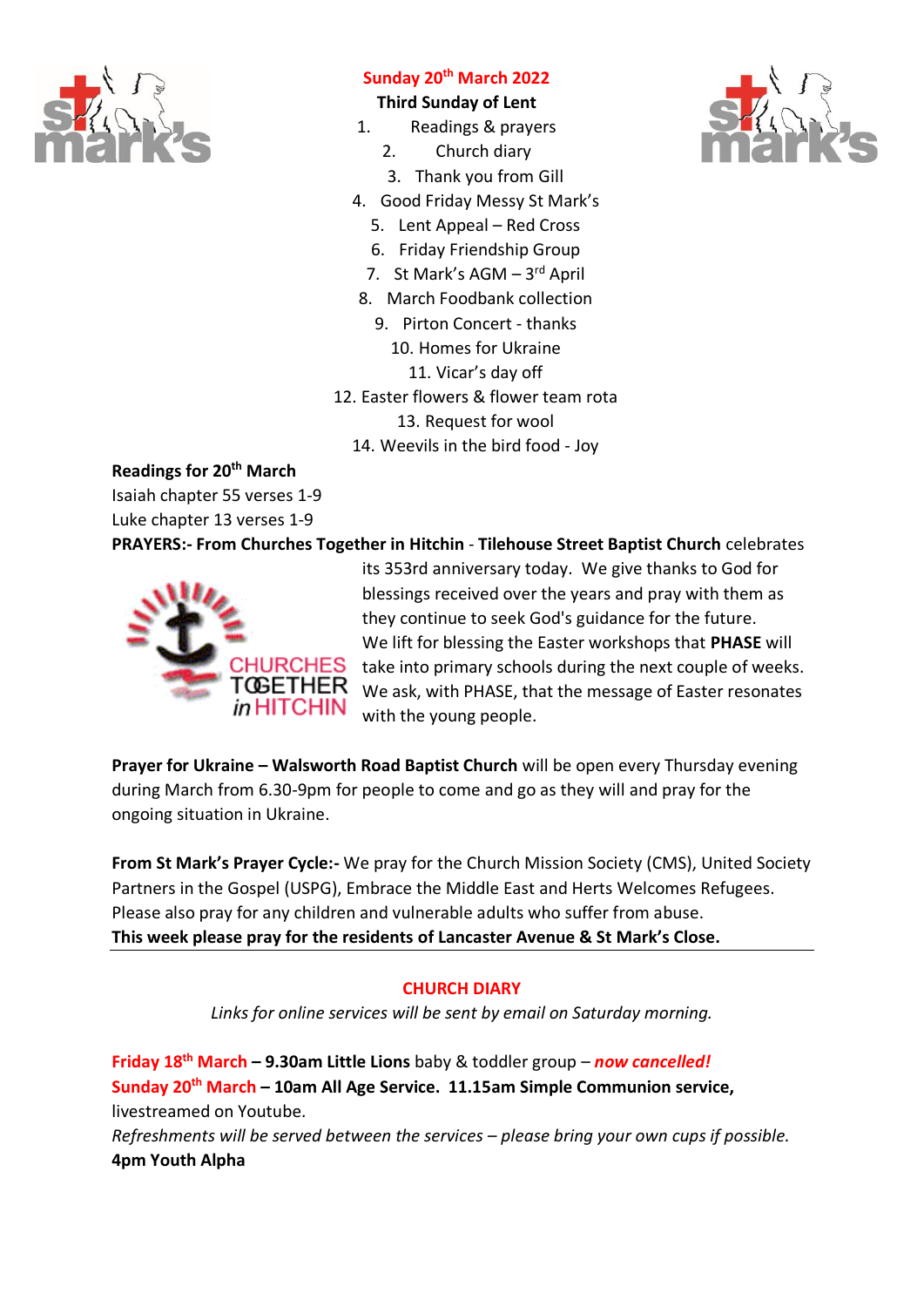**Sunday 20th March 2022**

**Third Sunday of Lent**

1. Readings & prayers
2. Church diary
3. Thank you from Gill
4. Good Friday Messy St Mark's
5. Lent Appeal – Red Cross
6. Friday Friendship Group
7. St Mark's AGM – 3rd April
8. March Foodbank collection
9. Pirton Concert - thanks
10. Homes for Ukraine
11. Vicar's day off
12. Easter flowers & flower team rota
13. Request for wool
14. Weevils in the bird food - Joy

**Readings for 20th March**

Isaiah chapter 55 verses 1-9

Luke chapter 13 verses 1-9

**PRAYERS:- From Churches Together in Hitchin** - **Tilehouse Street Baptist Church** celebrates its 353rd anniversary today. We give thanks to God for blessings received over the years and pray with them as they continue to seek God's guidance for the future. We lift for blessing the Easter workshops that **PHASE** will take into primary schools during the next couple of weeks. We ask, with PHASE, that the message of Easter resonates with the young people.

**Prayer for Ukraine – Walsworth Road Baptist Church** will be open every Thursday evening during March from 6.30-9pm for people to come and go as they will and pray for the ongoing situation in Ukraine.

**From St Mark's Prayer Cycle:-** We pray for the Church Mission Society (CMS), United Society Partners in the Gospel (USPG), Embrace the Middle East and Herts Welcomes Refugees. Please also pray for any children and vulnerable adults who suffer from abuse.

**This week please pray for the residents of Lancaster Avenue & St Mark's Close.**

---

## CHURCH DIARY

*Links for online services will be sent by email on Saturday morning.*

**Friday 18th March** – **9.30am Little Lions** baby & toddler group – ***now cancelled!***

**Sunday 20th March** – **10am All Age Service. 11.15am Simple Communion service,** livestreamed on Youtube.

*Refreshments will be served between the services – please bring your own cups if possible.*

**4pm Youth Alpha**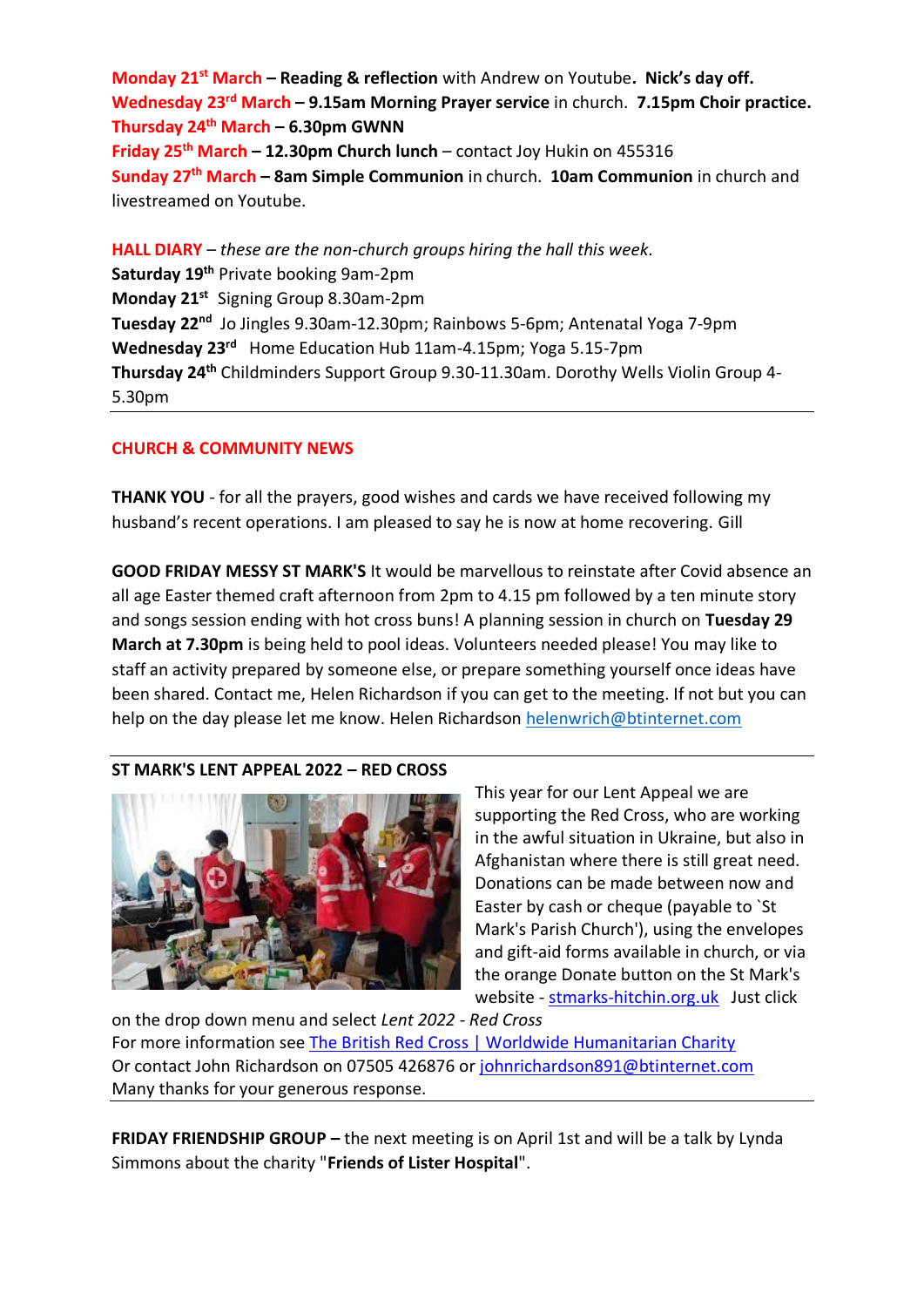**Monday 21st March – Reading & reflection** with Andrew on Youtube**. Nick's day off.**
**Wednesday 23rd March – 9.15am Morning Prayer service** in church. **7.15pm Choir practice.**
**Thursday 24th March – 6.30pm GWNN**
**Friday 25th March – 12.30pm Church lunch** – contact Joy Hukin on 455316
**Sunday 27th March – 8am Simple Communion** in church. **10am Communion** in church and livestreamed on Youtube.

**HALL DIARY** – *these are the non-church groups hiring the hall this week.*
**Saturday 19th** Private booking 9am-2pm
**Monday 21st** Signing Group 8.30am-2pm
**Tuesday 22nd** Jo Jingles 9.30am-12.30pm; Rainbows 5-6pm; Antenatal Yoga 7-9pm
**Wednesday 23rd** Home Education Hub 11am-4.15pm; Yoga 5.15-7pm
**Thursday 24th** Childminders Support Group 9.30-11.30am. Dorothy Wells Violin Group 4-5.30pm

---

## CHURCH & COMMUNITY NEWS

**THANK YOU** - for all the prayers, good wishes and cards we have received following my husband's recent operations. I am pleased to say he is now at home recovering. Gill

**GOOD FRIDAY MESSY ST MARK'S** It would be marvellous to reinstate after Covid absence an all age Easter themed craft afternoon from 2pm to 4.15 pm followed by a ten minute story and songs session ending with hot cross buns! A planning session in church on **Tuesday 29 March at 7.30pm** is being held to pool ideas. Volunteers needed please! You may like to staff an activity prepared by someone else, or prepare something yourself once ideas have been shared. Contact me, Helen Richardson if you can get to the meeting. If not but you can help on the day please let me know. Helen Richardson helenwrich@btinternet.com

---

**ST MARK'S LENT APPEAL 2022 – RED CROSS**

This year for our Lent Appeal we are supporting the Red Cross, who are working in the awful situation in Ukraine, but also in Afghanistan where there is still great need. Donations can be made between now and Easter by cash or cheque (payable to `St Mark's Parish Church'), using the envelopes and gift-aid forms available in church, or via the orange Donate button on the St Mark's website - stmarks-hitchin.org.uk Just click on the drop down menu and select *Lent 2022 - Red Cross*
For more information see The British Red Cross | Worldwide Humanitarian Charity
Or contact John Richardson on 07505 426876 or johnrichardson891@btinternet.com
Many thanks for your generous response.

---

**FRIDAY FRIENDSHIP GROUP –** the next meeting is on April 1st and will be a talk by Lynda Simmons about the charity "**Friends of Lister Hospital**".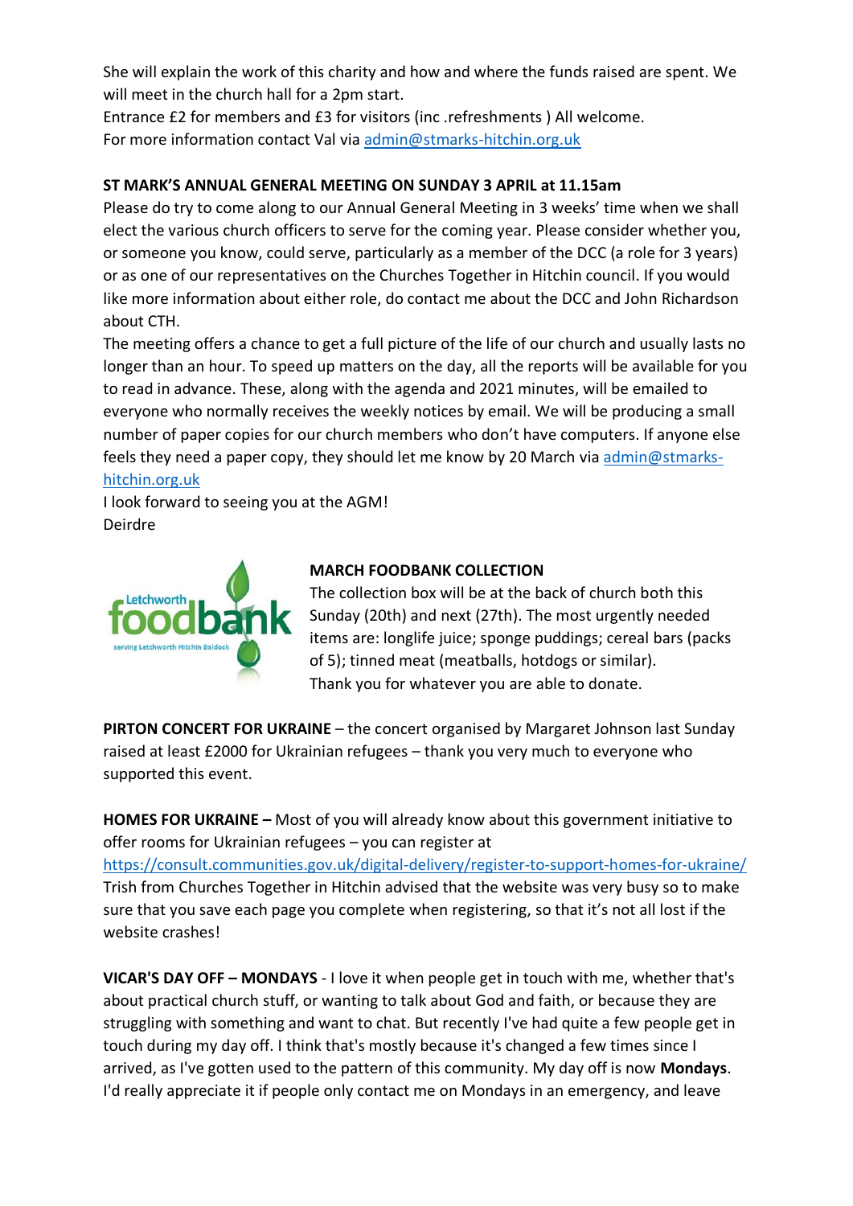She will explain the work of this charity and how and where the funds raised are spent. We will meet in the church hall for a 2pm start.
Entrance £2 for members and £3 for visitors (inc .refreshments ) All welcome.
For more information contact Val via admin@stmarks-hitchin.org.uk

**ST MARK'S ANNUAL GENERAL MEETING ON SUNDAY 3 APRIL at 11.15am**

Please do try to come along to our Annual General Meeting in 3 weeks' time when we shall elect the various church officers to serve for the coming year. Please consider whether you, or someone you know, could serve, particularly as a member of the DCC (a role for 3 years) or as one of our representatives on the Churches Together in Hitchin council. If you would like more information about either role, do contact me about the DCC and John Richardson about CTH.

The meeting offers a chance to get a full picture of the life of our church and usually lasts no longer than an hour. To speed up matters on the day, all the reports will be available for you to read in advance. These, along with the agenda and 2021 minutes, will be emailed to everyone who normally receives the weekly notices by email. We will be producing a small number of paper copies for our church members who don't have computers. If anyone else feels they need a paper copy, they should let me know by 20 March via admin@stmarks-hitchin.org.uk

I look forward to seeing you at the AGM!
Deirdre

Letchworth foodbank
serving Letchworth Hitchin Baldock

**MARCH FOODBANK COLLECTION**

The collection box will be at the back of church both this Sunday (20th) and next (27th). The most urgently needed items are: longlife juice; sponge puddings; cereal bars (packs of 5); tinned meat (meatballs, hotdogs or similar).
Thank you for whatever you are able to donate.

**PIRTON CONCERT FOR UKRAINE** – the concert organised by Margaret Johnson last Sunday raised at least £2000 for Ukrainian refugees – thank you very much to everyone who supported this event.

**HOMES FOR UKRAINE –** Most of you will already know about this government initiative to offer rooms for Ukrainian refugees – you can register at https://consult.communities.gov.uk/digital-delivery/register-to-support-homes-for-ukraine/
Trish from Churches Together in Hitchin advised that the website was very busy so to make sure that you save each page you complete when registering, so that it's not all lost if the website crashes!

**VICAR'S DAY OFF – MONDAYS** - I love it when people get in touch with me, whether that's about practical church stuff, or wanting to talk about God and faith, or because they are struggling with something and want to chat. But recently I've had quite a few people get in touch during my day off. I think that's mostly because it's changed a few times since I arrived, as I've gotten used to the pattern of this community. My day off is now **Mondays**. I'd really appreciate it if people only contact me on Mondays in an emergency, and leave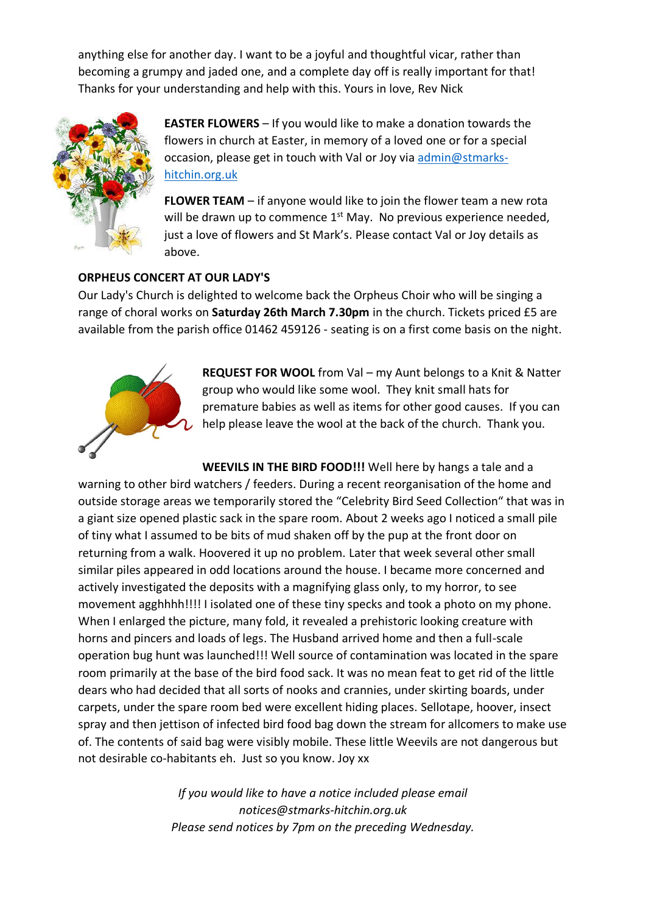anything else for another day. I want to be a joyful and thoughtful vicar, rather than becoming a grumpy and jaded one, and a complete day off is really important for that! Thanks for your understanding and help with this. Yours in love, Rev Nick

**EASTER FLOWERS** – If you would like to make a donation towards the flowers in church at Easter, in memory of a loved one or for a special occasion, please get in touch with Val or Joy via admin@stmarks-hitchin.org.uk

**FLOWER TEAM** – if anyone would like to join the flower team a new rota will be drawn up to commence 1st May. No previous experience needed, just a love of flowers and St Mark's. Please contact Val or Joy details as above.

**ORPHEUS CONCERT AT OUR LADY'S**

Our Lady's Church is delighted to welcome back the Orpheus Choir who will be singing a range of choral works on **Saturday 26th March 7.30pm** in the church. Tickets priced £5 are available from the parish office 01462 459126 - seating is on a first come basis on the night.

**REQUEST FOR WOOL** from Val – my Aunt belongs to a Knit & Natter group who would like some wool. They knit small hats for premature babies as well as items for other good causes. If you can help please leave the wool at the back of the church. Thank you.

**WEEVILS IN THE BIRD FOOD!!!** Well here by hangs a tale and a warning to other bird watchers / feeders. During a recent reorganisation of the home and outside storage areas we temporarily stored the "Celebrity Bird Seed Collection" that was in a giant size opened plastic sack in the spare room. About 2 weeks ago I noticed a small pile of tiny what I assumed to be bits of mud shaken off by the pup at the front door on returning from a walk. Hoovered it up no problem. Later that week several other small similar piles appeared in odd locations around the house. I became more concerned and actively investigated the deposits with a magnifying glass only, to my horror, to see movement agghhhh!!!! I isolated one of these tiny specks and took a photo on my phone. When I enlarged the picture, many fold, it revealed a prehistoric looking creature with horns and pincers and loads of legs. The Husband arrived home and then a full-scale operation bug hunt was launched!!! Well source of contamination was located in the spare room primarily at the base of the bird food sack. It was no mean feat to get rid of the little dears who had decided that all sorts of nooks and crannies, under skirting boards, under carpets, under the spare room bed were excellent hiding places. Sellotape, hoover, insect spray and then jettison of infected bird food bag down the stream for allcomers to make use of. The contents of said bag were visibly mobile. These little Weevils are not dangerous but not desirable co-habitants eh. Just so you know. Joy xx

*If you would like to have a notice included please email notices@stmarks-hitchin.org.uk*
*Please send notices by 7pm on the preceding Wednesday.*